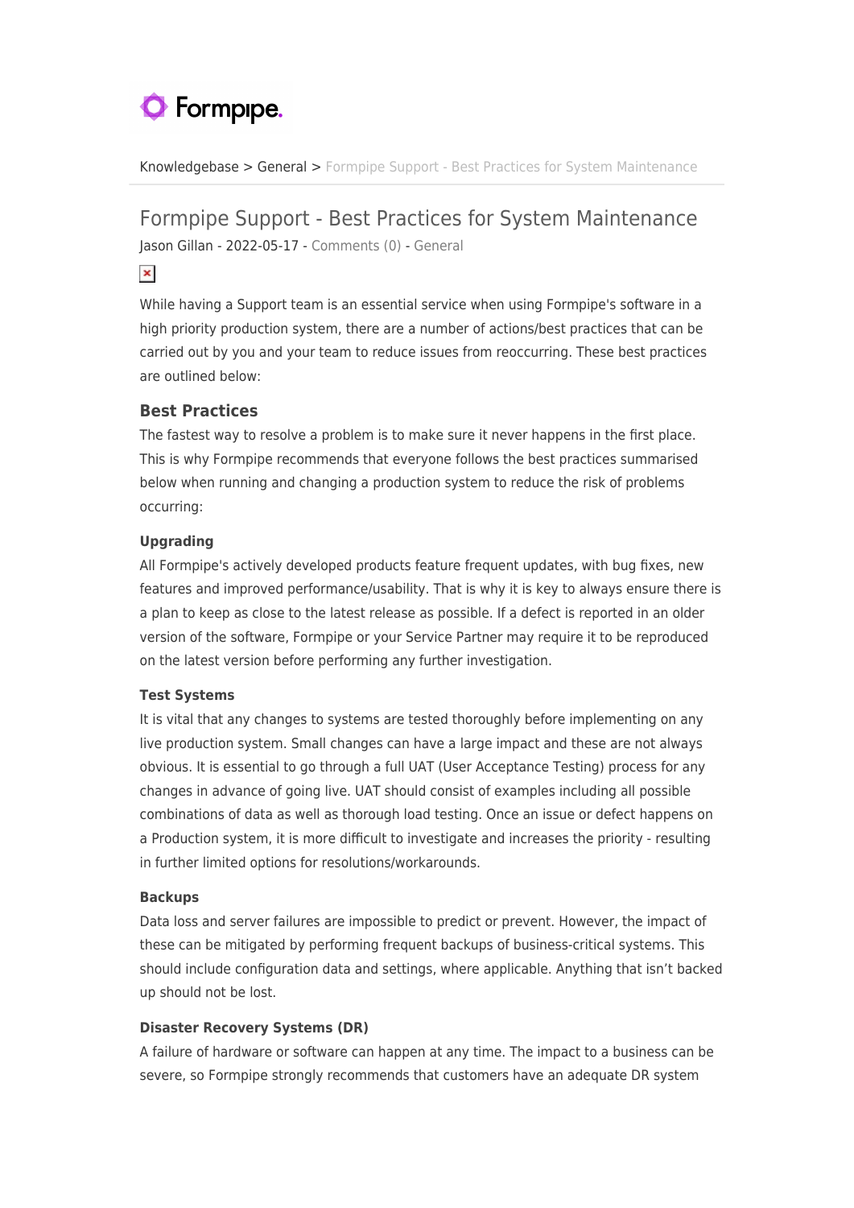Knowledgebase > General > Formpipe Support - Best Practices for System Maintenance

# Formpipe Support - Best Practices for System Maintenance

Jason Gillan - 2022-05-17 - Comments (0) - General

While having a Support team is an essential service when using Formpipe's software in a high priority production system, there are a number of actions/best practices that can be carried out by you and your team to reduce issues from reoccurring. These best practices are outlined below:

## Best Practices

The fastest way to resolve a problem is to make sure it never happens in the first place. This is why Formpipe recommends that everyone follows the best practices summarised below when running and changing a production system to reduce the risk of problems occurring:

### Upgrading

All Formpipe's actively developed products feature frequent updates, with bug fixes, new features and improved performance/usability. That is why it is key to always ensure there is a plan to keep as close to the latest release as possible. If a defect is reported in an older version of the software, Formpipe or your Service Partner may require it to be reproduced on the latest version before performing any further investigation.

### Test Systems

It is vital that any changes to systems are tested thoroughly before implementing on any live production system. Small changes can have a large impact and these are not always obvious. It is essential to go through a full UAT (User Acceptance Testing) process for any changes in advance of going live. UAT should consist of examples including all possible combinations of data as well as thorough load testing. Once an issue or defect happens on a Production system, it is more difficult to investigate and increases the priority - resulting in further limited options for resolutions/workarounds.

### Backups

Data loss and server failures are impossible to predict or prevent. However, the impact of these can be mitigated by performing frequent backups of business-critical systems. This should include configuration data and settings, where applicable. Anything that isn't backed up should not be lost.

### Disaster Recovery Systems (DR)

A failure of hardware or software can happen at any time. The impact to a business can be severe, so Formpipe strongly recommends that customers have an adequate DR system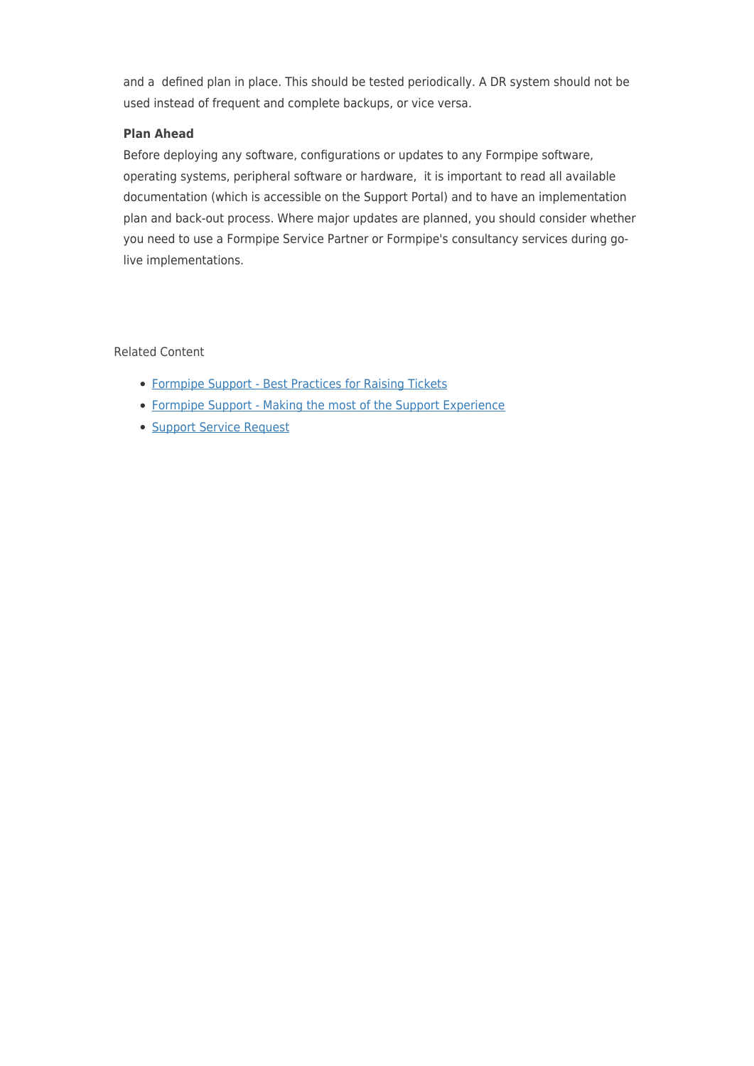and a defined plan in place. This should be tested periodically. A DR system should not be used instead of frequent and complete backups, or vice versa.

**Plan Ahead**

Before deploying any software, configurations or updates to any Formpipe software, operating systems, peripheral software or hardware, it is important to read all available documentation (which is accessible on the Support Portal) and to have an implementation plan and back-out process. Where major updates are planned, you should consider whether you need to use a Formpipe Service Partner or Formpipe's consultancy services during go-live implementations.

Related Content

- Formpipe Support - Best Practices for Raising Tickets
- Formpipe Support - Making the most of the Support Experience
- Support Service Request